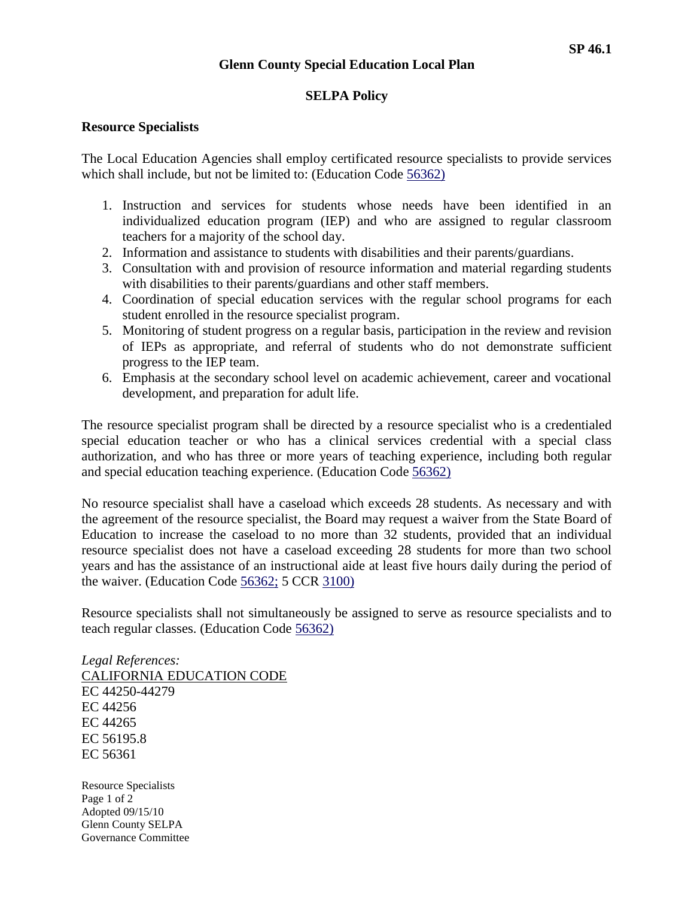**SP 46.1**

**Glenn County Special Education Local Plan**

**SELPA Policy**

**Resource Specialists**

The Local Education Agencies shall employ certificated resource specialists to provide services which shall include, but not be limited to: (Education Code 56362)

1. Instruction and services for students whose needs have been identified in an individualized education program (IEP) and who are assigned to regular classroom teachers for a majority of the school day.
2. Information and assistance to students with disabilities and their parents/guardians.
3. Consultation with and provision of resource information and material regarding students with disabilities to their parents/guardians and other staff members.
4. Coordination of special education services with the regular school programs for each student enrolled in the resource specialist program.
5. Monitoring of student progress on a regular basis, participation in the review and revision of IEPs as appropriate, and referral of students who do not demonstrate sufficient progress to the IEP team.
6. Emphasis at the secondary school level on academic achievement, career and vocational development, and preparation for adult life.

The resource specialist program shall be directed by a resource specialist who is a credentialed special education teacher or who has a clinical services credential with a special class authorization, and who has three or more years of teaching experience, including both regular and special education teaching experience. (Education Code 56362)

No resource specialist shall have a caseload which exceeds 28 students. As necessary and with the agreement of the resource specialist, the Board may request a waiver from the State Board of Education to increase the caseload to no more than 32 students, provided that an individual resource specialist does not have a caseload exceeding 28 students for more than two school years and has the assistance of an instructional aide at least five hours daily during the period of the waiver. (Education Code 56362; 5 CCR 3100)

Resource specialists shall not simultaneously be assigned to serve as resource specialists and to teach regular classes. (Education Code 56362)

*Legal References:*
CALIFORNIA EDUCATION CODE
EC 44250-44279
EC 44256
EC 44265
EC 56195.8
EC 56361

Resource Specialists
Adopted 09/15/10
Glenn County SELPA
Governance Committee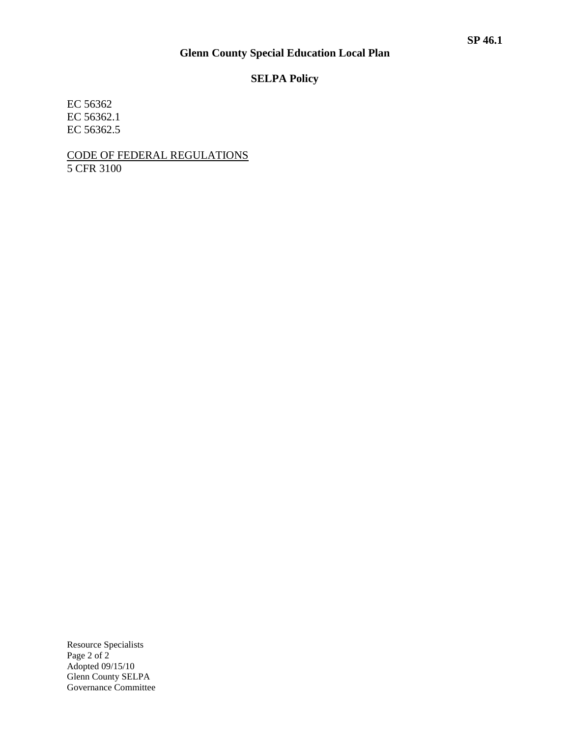EC 56362
EC 56362.1
EC 56362.5

<u>CODE OF FEDERAL REGULATIONS</u>
5 CFR 3100